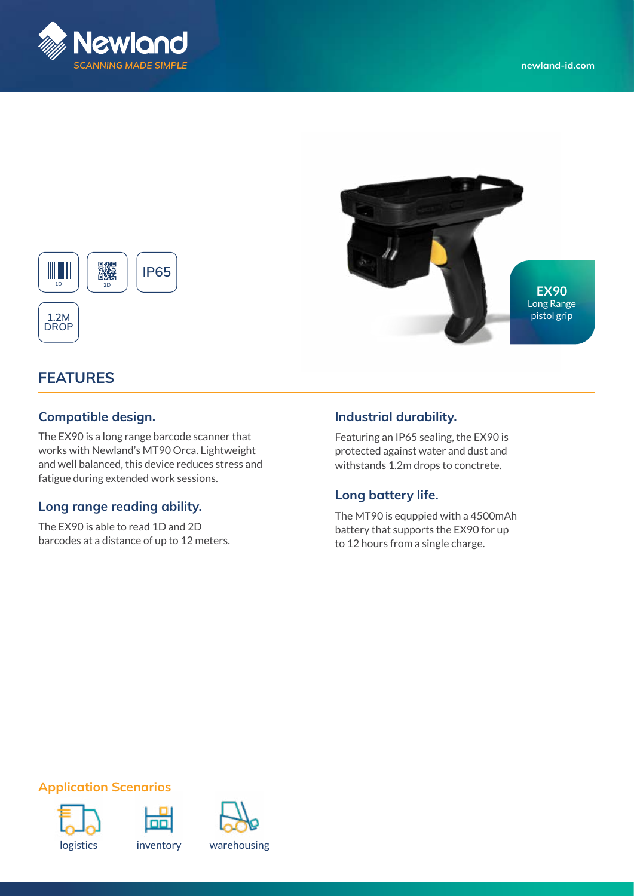Newland

SCANNING MADE SIMPLE

newland-id.com

1D | 2D | IP65 | 1.2M DROP

**EX90**
Long Range
pistol grip

## FEATURES

### Compatible design.

The EX90 is a long range barcode scanner that works with Newland's MT90 Orca. Lightweight and well balanced, this device reduces stress and fatigue during extended work sessions.

### Long range reading ability.

The EX90 is able to read 1D and 2D barcodes at a distance of up to 12 meters.

### Industrial durability.

Featuring an IP65 sealing, the EX90 is protected against water and dust and withstands 1.2m drops to conctrete.

### Long battery life.

The MT90 is equppied with a 4500mAh battery that supports the EX90 for up to 12 hours from a single charge.

### Application Scenarios

logistics | inventory | warehousing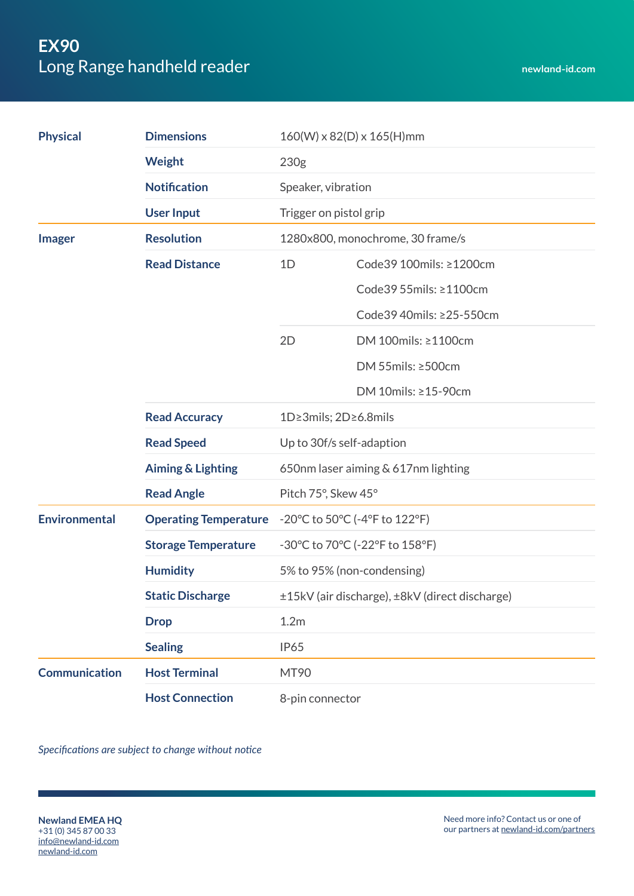# EX90
Long Range handheld reader

newland-id.com

| | | | |
|---|---|---|---|
| **Physical** | **Dimensions** | 160(W) x 82(D) x 165(H)mm | |
| | **Weight** | 230g | |
| | **Notification** | Speaker, vibration | |
| | **User Input** | Trigger on pistol grip | |
| **Imager** | **Resolution** | 1280x800, monochrome, 30 frame/s | |
| | **Read Distance** | 1D | Code39 100mils: ≥1200cm |
| | | | Code39 55mils: ≥1100cm |
| | | | Code39 40mils: ≥25-550cm |
| | | 2D | DM 100mils: ≥1100cm |
| | | | DM 55mils: ≥500cm |
| | | | DM 10mils: ≥15-90cm |
| | **Read Accuracy** | 1D≥3mils; 2D≥6.8mils | |
| | **Read Speed** | Up to 30f/s self-adaption | |
| | **Aiming & Lighting** | 650nm laser aiming & 617nm lighting | |
| | **Read Angle** | Pitch 75°, Skew 45° | |
| **Environmental** | **Operating Temperature** | -20°C to 50°C (-4°F to 122°F) | |
| | **Storage Temperature** | -30°C to 70°C (-22°F to 158°F) | |
| | **Humidity** | 5% to 95% (non-condensing) | |
| | **Static Discharge** | ±15kV (air discharge), ±8kV (direct discharge) | |
| | **Drop** | 1.2m | |
| | **Sealing** | IP65 | |
| **Communication** | **Host Terminal** | MT90 | |
| | **Host Connection** | 8-pin connector | |

*Specifications are subject to change without notice*

**Newland EMEA HQ**
+31 (0) 345 87 00 33
info@newland-id.com
newland-id.com

Need more info? Contact us or one of our partners at newland-id.com/partners